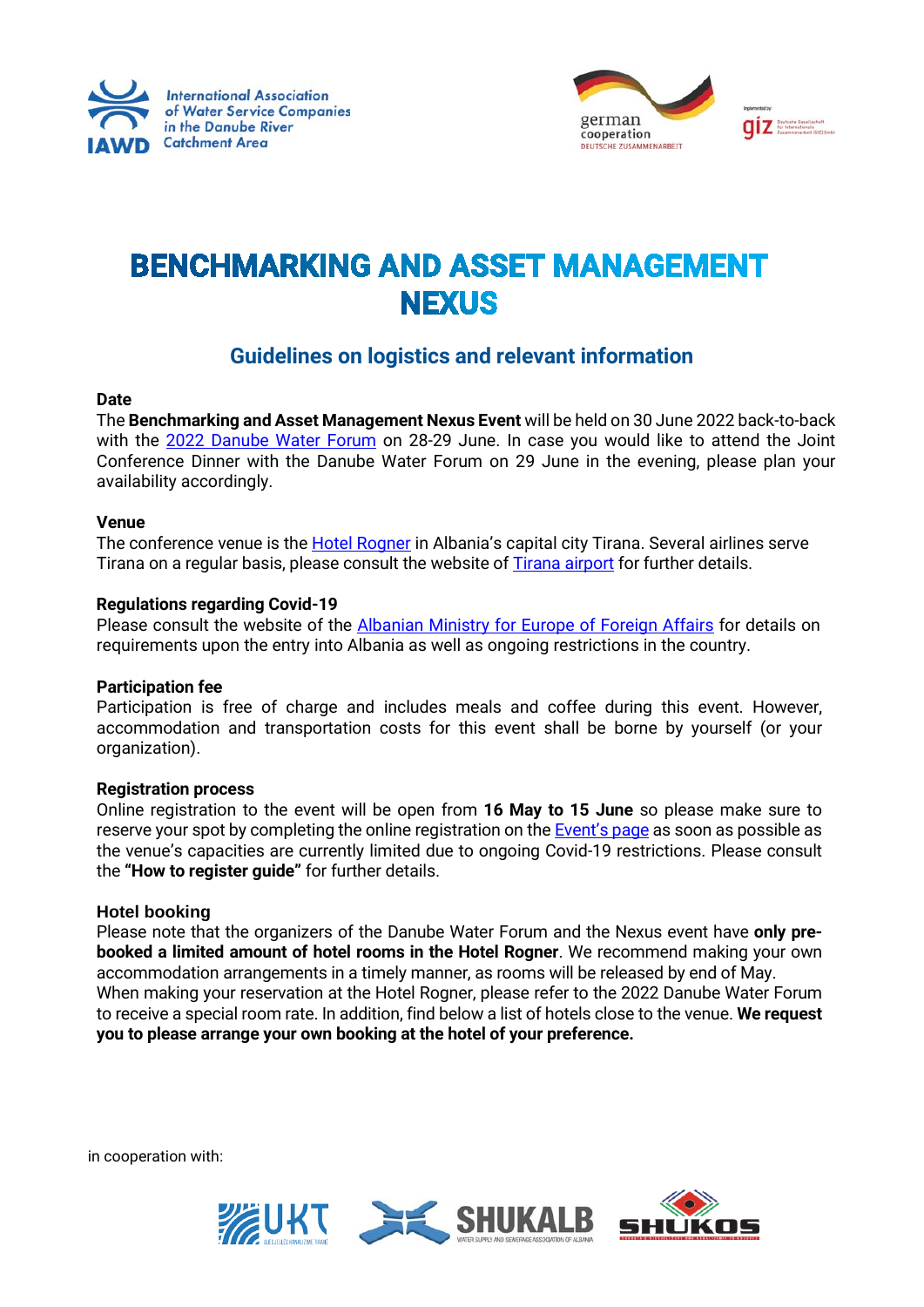# BENCHMARKING AND ASSET MANAGEMENT NEXUS

## Guidelines on logistics and relevant information

**Date**

The **Benchmarking and Asset Management Nexus Event** will be held on 30 June 2022 back-to-back with the 2022 Danube Water Forum on 28-29 June. In case you would like to attend the Joint Conference Dinner with the Danube Water Forum on 29 June in the evening, please plan your availability accordingly.

**Venue**

The conference venue is the Hotel Rogner in Albania's capital city Tirana. Several airlines serve Tirana on a regular basis, please consult the website of Tirana airport for further details.

**Regulations regarding Covid-19**

Please consult the website of the Albanian Ministry for Europe of Foreign Affairs for details on requirements upon the entry into Albania as well as ongoing restrictions in the country.

**Participation fee**

Participation is free of charge and includes meals and coffee during this event. However, accommodation and transportation costs for this event shall be borne by yourself (or your organization).

**Registration process**

Online registration to the event will be open from **16 May to 15 June** so please make sure to reserve your spot by completing the online registration on the Event's page as soon as possible as the venue's capacities are currently limited due to ongoing Covid-19 restrictions. Please consult the **"How to register guide"** for further details.

**Hotel booking**

Please note that the organizers of the Danube Water Forum and the Nexus event have **only pre-booked a limited amount of hotel rooms in the Hotel Rogner**. We recommend making your own accommodation arrangements in a timely manner, as rooms will be released by end of May.
When making your reservation at the Hotel Rogner, please refer to the 2022 Danube Water Forum to receive a special room rate. In addition, find below a list of hotels close to the venue. **We request you to please arrange your own booking at the hotel of your preference.**

in cooperation with: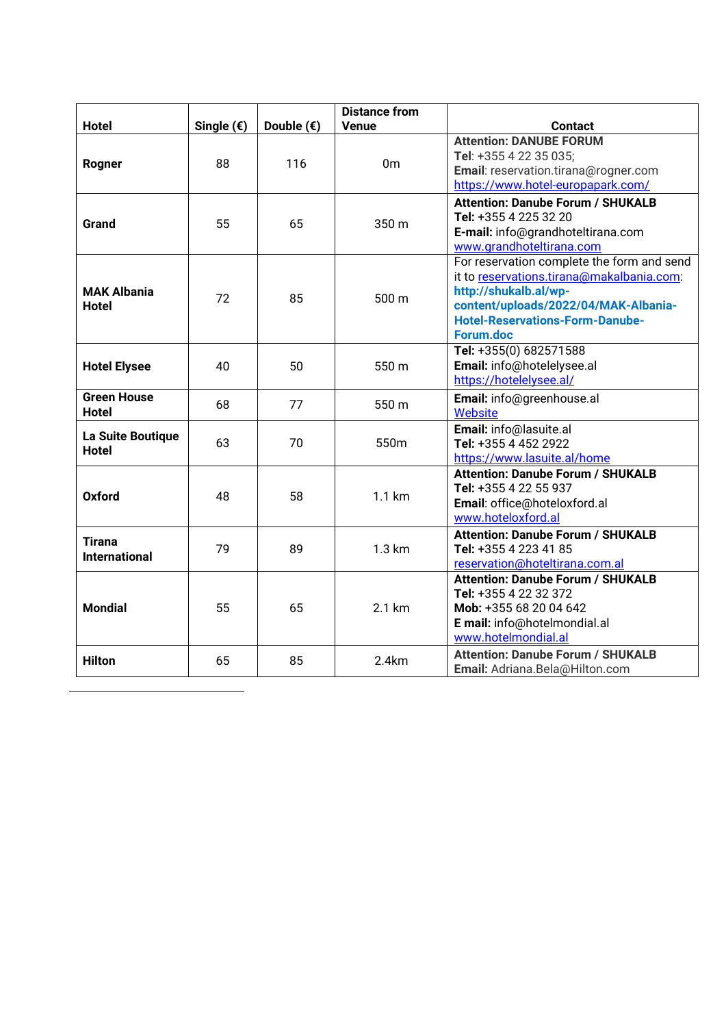| Hotel | Single (€) | Double (€) | Distance from Venue | Contact |
|---|---|---|---|---|
| **Rogner** | 88 | 116 | 0m | **Attention: DANUBE FORUM**<br>**Tel**: +355 4 22 35 035;<br>**Email**: reservation.tirana@rogner.com<br>https://www.hotel-europapark.com/ |
| **Grand** | 55 | 65 | 350 m | **Attention: Danube Forum / SHUKALB**<br>**Tel:** +355 4 225 32 20<br>**E-mail:** info@grandhoteltirana.com<br>www.grandhoteltirana.com |
| **MAK Albania Hotel** | 72 | 85 | 500 m | For reservation complete the form and send it to reservations.tirana@makalbania.com: **http://shukalb.al/wp-content/uploads/2022/04/MAK-Albania-Hotel-Reservations-Form-Danube-Forum.doc** |
| **Hotel Elysee** | 40 | 50 | 550 m | **Tel:** +355(0) 682571588<br>**Email:** info@hotelelysee.al<br>https://hotelelysee.al/ |
| **Green House Hotel** | 68 | 77 | 550 m | **Email:** info@greenhouse.al<br>Website |
| **La Suite Boutique Hotel** | 63 | 70 | 550m | **Email:** info@lasuite.al<br>**Tel:** +355 4 452 2922<br>https://www.lasuite.al/home |
| **Oxford** | 48 | 58 | 1.1 km | **Attention: Danube Forum / SHUKALB**<br>**Tel:** +355 4 22 55 937<br>**Email**: office@hoteloxford.al<br>www.hoteloxford.al |
| **Tirana International** | 79 | 89 | 1.3 km | **Attention: Danube Forum / SHUKALB**<br>**Tel:** +355 4 223 41 85<br>reservation@hoteltirana.com.al |
| **Mondial** | 55 | 65 | 2.1 km | **Attention: Danube Forum / SHUKALB**<br>**Tel:** +355 4 22 32 372<br>**Mob:** +355 68 20 04 642<br>**E mail:** info@hotelmondial.al<br>www.hotelmondial.al |
| **Hilton** | 65 | 85 | 2.4km | **Attention: Danube Forum / SHUKALB**<br>**Email:** Adriana.Bela@Hilton.com |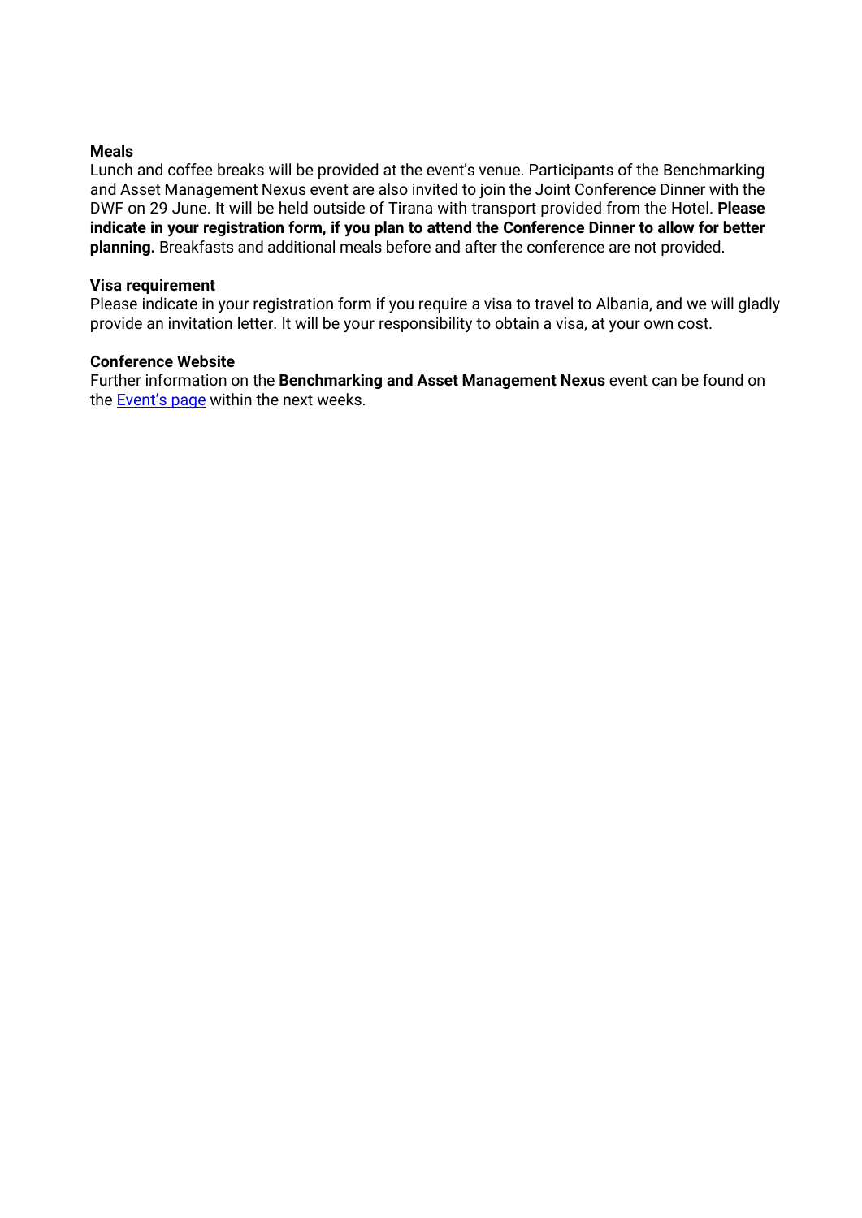**Meals**
Lunch and coffee breaks will be provided at the event's venue. Participants of the Benchmarking and Asset Management Nexus event are also invited to join the Joint Conference Dinner with the DWF on 29 June. It will be held outside of Tirana with transport provided from the Hotel. **Please indicate in your registration form, if you plan to attend the Conference Dinner to allow for better planning.** Breakfasts and additional meals before and after the conference are not provided.

**Visa requirement**
Please indicate in your registration form if you require a visa to travel to Albania, and we will gladly provide an invitation letter. It will be your responsibility to obtain a visa, at your own cost.

**Conference Website**
Further information on the **Benchmarking and Asset Management Nexus** event can be found on the Event's page within the next weeks.